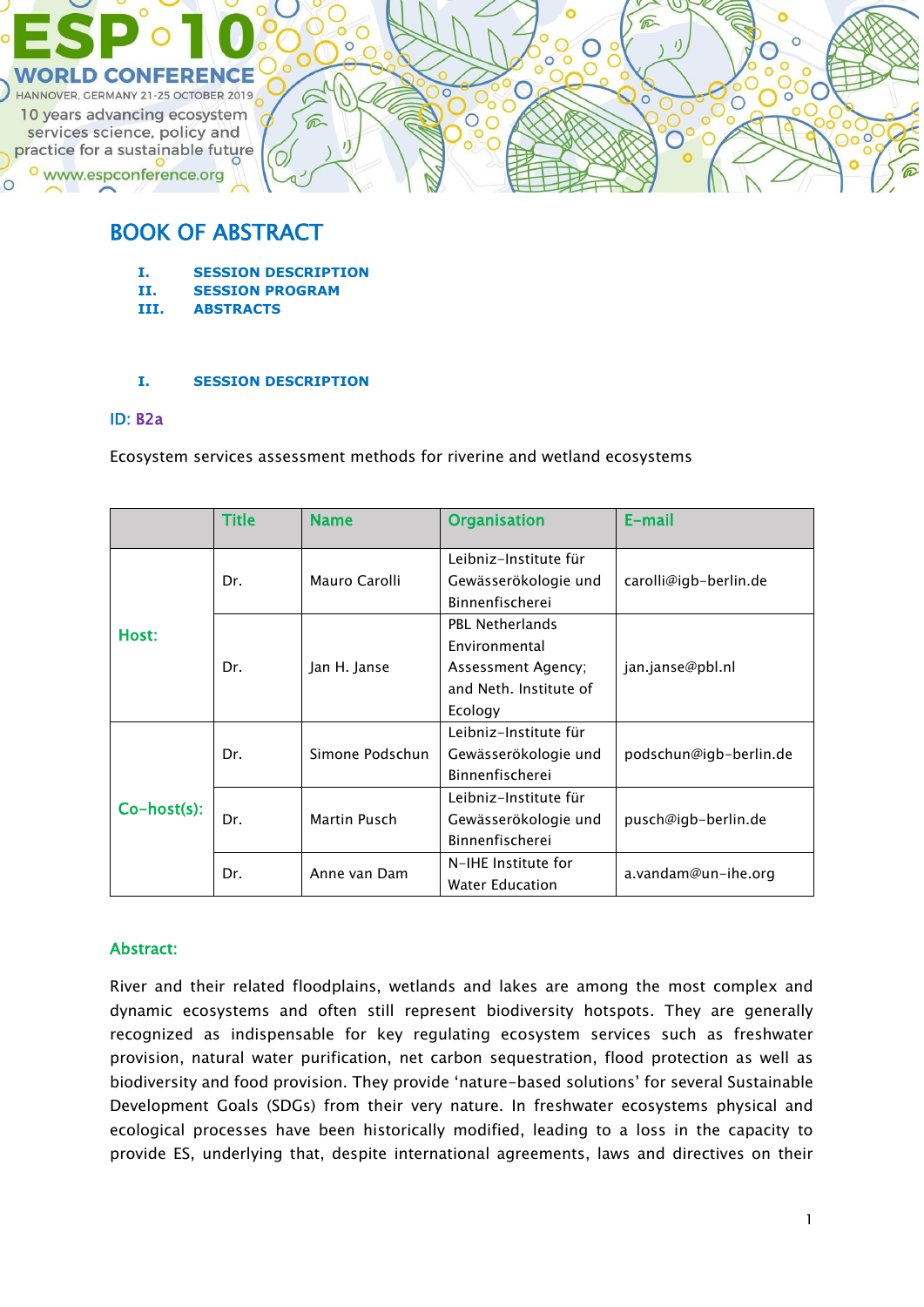ESP 10 WORLD CONFERENCE

HANNOVER, GERMANY 21-25 OCTOBER 2019

10 years advancing ecosystem services science, policy and practice for a sustainable future

www.espconference.org

# BOOK OF ABSTRACT

I. SESSION DESCRIPTION
II. SESSION PROGRAM
III. ABSTRACTS

## I. SESSION DESCRIPTION

ID: B2a

Ecosystem services assessment methods for riverine and wetland ecosystems

| | Title | Name | Organisation | E-mail |
|---|---|---|---|---|
| Host: | Dr. | Mauro Carolli | Leibniz-Institute für Gewässerökologie und Binnenfischerei | carolli@igb-berlin.de |
| | Dr. | Jan H. Janse | PBL Netherlands Environmental Assessment Agency; and Neth. Institute of Ecology | jan.janse@pbl.nl |
| Co-host(s): | Dr. | Simone Podschun | Leibniz-Institute für Gewässerökologie und Binnenfischerei | podschun@igb-berlin.de |
| | Dr. | Martin Pusch | Leibniz-Institute für Gewässerökologie und Binnenfischerei | pusch@igb-berlin.de |
| | Dr. | Anne van Dam | N-IHE Institute for Water Education | a.vandam@un-ihe.org |

### Abstract:

River and their related floodplains, wetlands and lakes are among the most complex and dynamic ecosystems and often still represent biodiversity hotspots. They are generally recognized as indispensable for key regulating ecosystem services such as freshwater provision, natural water purification, net carbon sequestration, flood protection as well as biodiversity and food provision. They provide 'nature-based solutions' for several Sustainable Development Goals (SDGs) from their very nature. In freshwater ecosystems physical and ecological processes have been historically modified, leading to a loss in the capacity to provide ES, underlying that, despite international agreements, laws and directives on their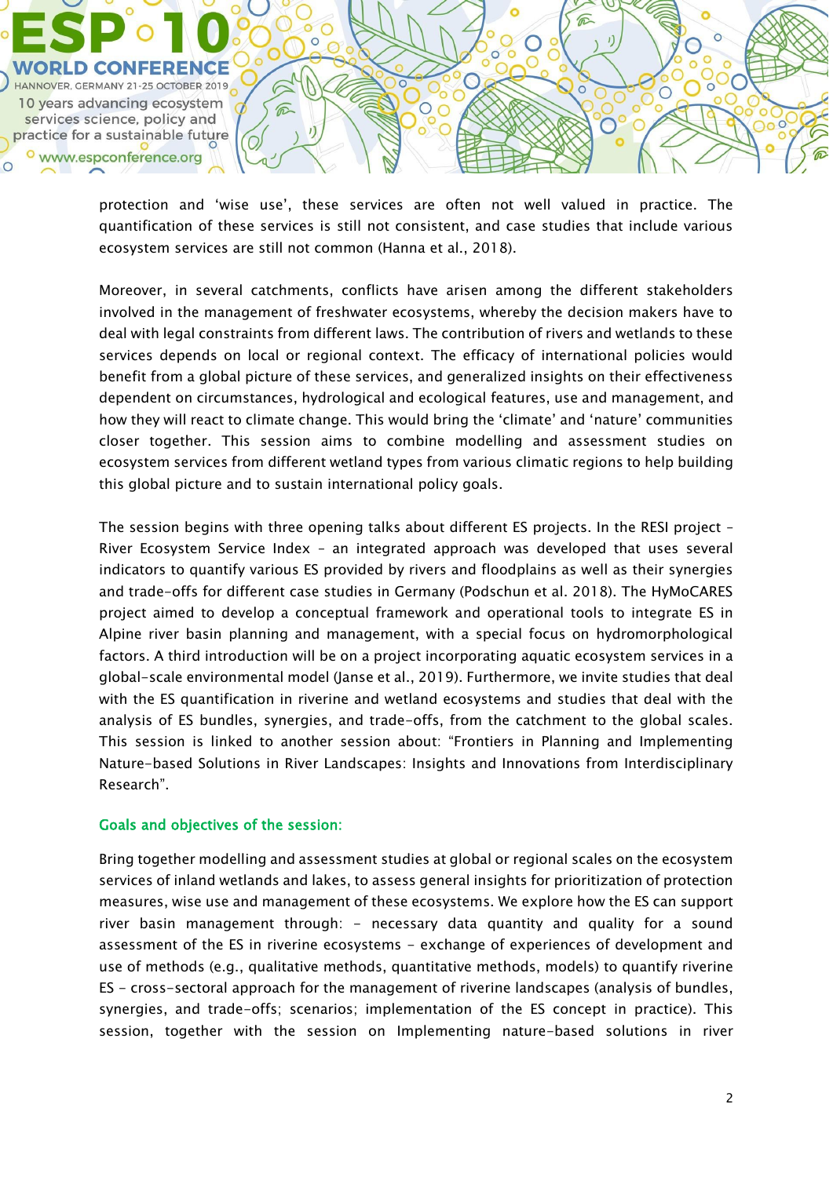protection and 'wise use', these services are often not well valued in practice. The quantification of these services is still not consistent, and case studies that include various ecosystem services are still not common (Hanna et al., 2018).

Moreover, in several catchments, conflicts have arisen among the different stakeholders involved in the management of freshwater ecosystems, whereby the decision makers have to deal with legal constraints from different laws. The contribution of rivers and wetlands to these services depends on local or regional context. The efficacy of international policies would benefit from a global picture of these services, and generalized insights on their effectiveness dependent on circumstances, hydrological and ecological features, use and management, and how they will react to climate change. This would bring the 'climate' and 'nature' communities closer together. This session aims to combine modelling and assessment studies on ecosystem services from different wetland types from various climatic regions to help building this global picture and to sustain international policy goals.

The session begins with three opening talks about different ES projects. In the RESI project – River Ecosystem Service Index – an integrated approach was developed that uses several indicators to quantify various ES provided by rivers and floodplains as well as their synergies and trade-offs for different case studies in Germany (Podschun et al. 2018). The HyMoCARES project aimed to develop a conceptual framework and operational tools to integrate ES in Alpine river basin planning and management, with a special focus on hydromorphological factors. A third introduction will be on a project incorporating aquatic ecosystem services in a global-scale environmental model (Janse et al., 2019). Furthermore, we invite studies that deal with the ES quantification in riverine and wetland ecosystems and studies that deal with the analysis of ES bundles, synergies, and trade-offs, from the catchment to the global scales. This session is linked to another session about: "Frontiers in Planning and Implementing Nature-based Solutions in River Landscapes: Insights and Innovations from Interdisciplinary Research".

### Goals and objectives of the session:

Bring together modelling and assessment studies at global or regional scales on the ecosystem services of inland wetlands and lakes, to assess general insights for prioritization of protection measures, wise use and management of these ecosystems. We explore how the ES can support river basin management through: – necessary data quantity and quality for a sound assessment of the ES in riverine ecosystems – exchange of experiences of development and use of methods (e.g., qualitative methods, quantitative methods, models) to quantify riverine ES – cross-sectoral approach for the management of riverine landscapes (analysis of bundles, synergies, and trade-offs; scenarios; implementation of the ES concept in practice). This session, together with the session on Implementing nature-based solutions in river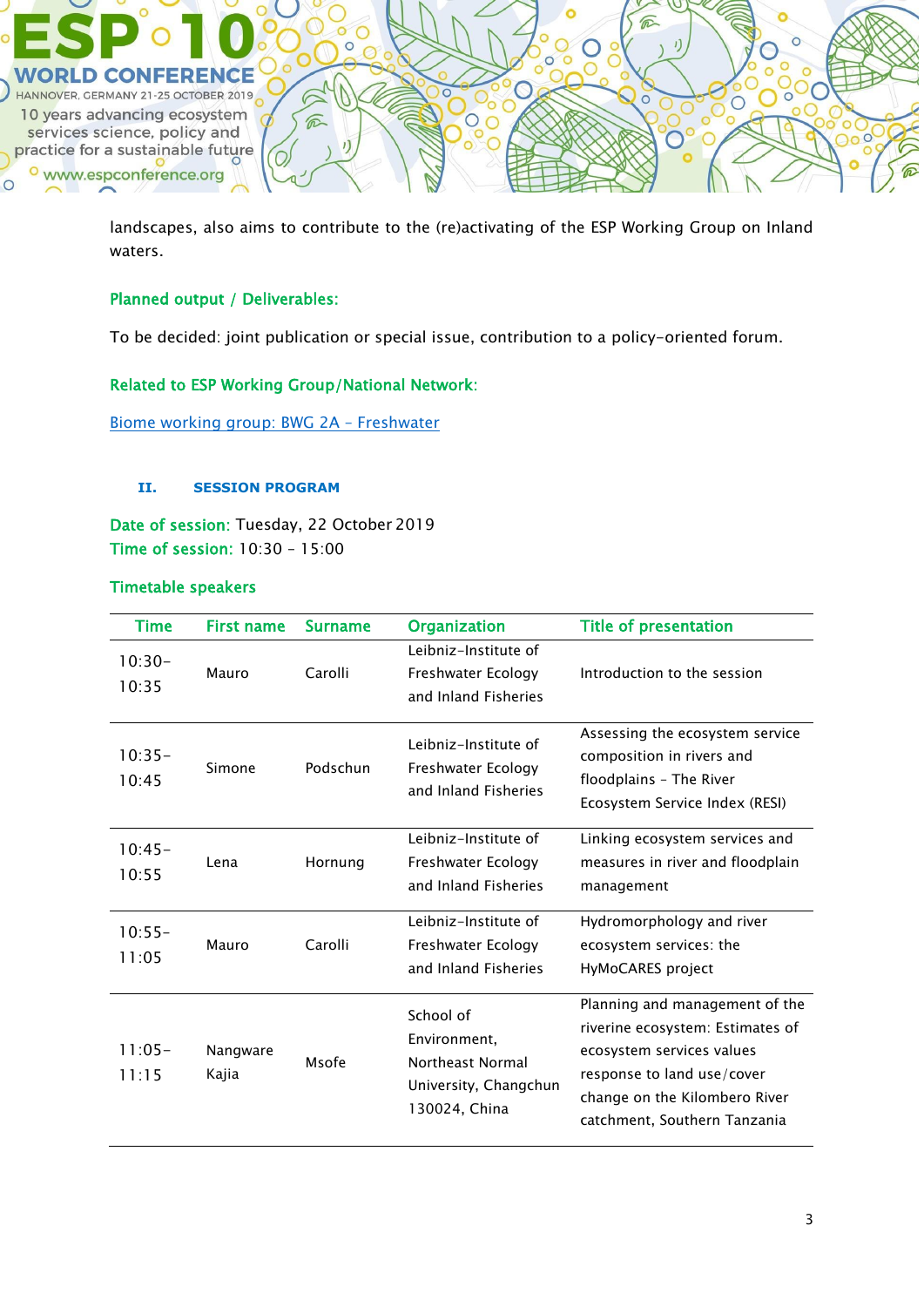landscapes, also aims to contribute to the (re)activating of the ESP Working Group on Inland waters.

### Planned output / Deliverables:

To be decided: joint publication or special issue, contribution to a policy-oriented forum.

### Related to ESP Working Group/National Network:

[Biome working group: BWG 2A – Freshwater]

## II. SESSION PROGRAM

**Date of session:** Tuesday, 22 October 2019
**Time of session:** 10:30 – 15:00

### Timetable speakers

| Time | First name | Surname | Organization | Title of presentation |
|---|---|---|---|---|
| 10:30–10:35 | Mauro | Carolli | Leibniz-Institute of Freshwater Ecology and Inland Fisheries | Introduction to the session |
| 10:35–10:45 | Simone | Podschun | Leibniz-Institute of Freshwater Ecology and Inland Fisheries | Assessing the ecosystem service composition in rivers and floodplains – The River Ecosystem Service Index (RESI) |
| 10:45–10:55 | Lena | Hornung | Leibniz-Institute of Freshwater Ecology and Inland Fisheries | Linking ecosystem services and measures in river and floodplain management |
| 10:55–11:05 | Mauro | Carolli | Leibniz-Institute of Freshwater Ecology and Inland Fisheries | Hydromorphology and river ecosystem services: the HyMoCARES project |
| 11:05–11:15 | Nangware Kajia | Msofe | School of Environment, Northeast Normal University, Changchun 130024, China | Planning and management of the riverine ecosystem: Estimates of ecosystem services values response to land use/cover change on the Kilombero River catchment, Southern Tanzania |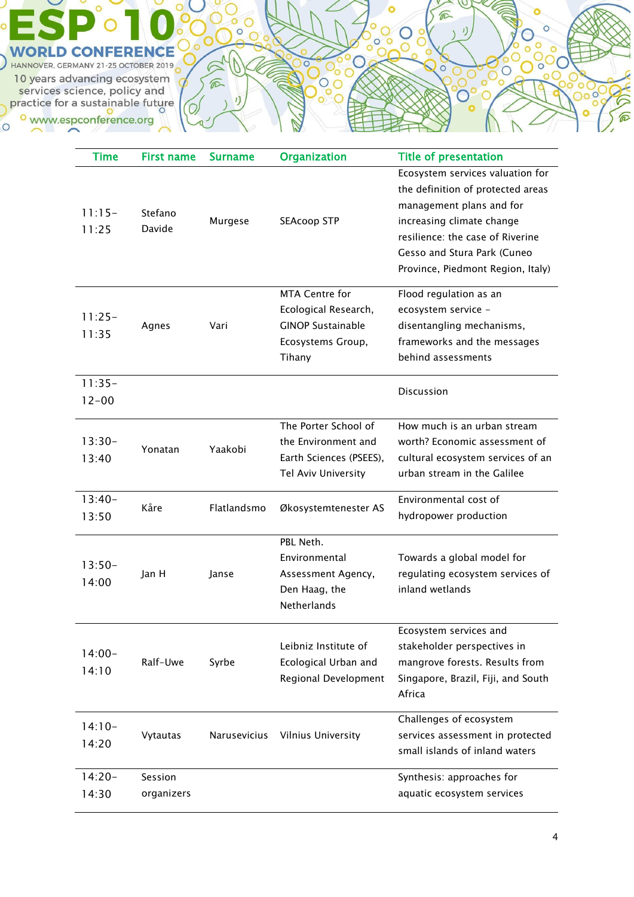| Time | First name | Surname | Organization | Title of presentation |
|---|---|---|---|---|
| 11:15–11:25 | Stefano Davide | Murgese | SEAcoop STP | Ecosystem services valuation for the definition of protected areas management plans and for increasing climate change resilience: the case of Riverine Gesso and Stura Park (Cuneo Province, Piedmont Region, Italy) |
| 11:25–11:35 | Agnes | Vari | MTA Centre for Ecological Research, GINOP Sustainable Ecosystems Group, Tihany | Flood regulation as an ecosystem service – disentangling mechanisms, frameworks and the messages behind assessments |
| 11:35–12-00 | | | | Discussion |
| 13:30–13:40 | Yonatan | Yaakobi | The Porter School of the Environment and Earth Sciences (PSEES), Tel Aviv University | How much is an urban stream worth? Economic assessment of cultural ecosystem services of an urban stream in the Galilee |
| 13:40–13:50 | Kåre | Flatlandsmo | Økosystemtenester AS | Environmental cost of hydropower production |
| 13:50–14:00 | Jan H | Janse | PBL Neth. Environmental Assessment Agency, Den Haag, the Netherlands | Towards a global model for regulating ecosystem services of inland wetlands |
| 14:00–14:10 | Ralf-Uwe | Syrbe | Leibniz Institute of Ecological Urban and Regional Development | Ecosystem services and stakeholder perspectives in mangrove forests. Results from Singapore, Brazil, Fiji, and South Africa |
| 14:10–14:20 | Vytautas | Narusevicius | Vilnius University | Challenges of ecosystem services assessment in protected small islands of inland waters |
| 14:20–14:30 | Session organizers | | | Synthesis: approaches for aquatic ecosystem services |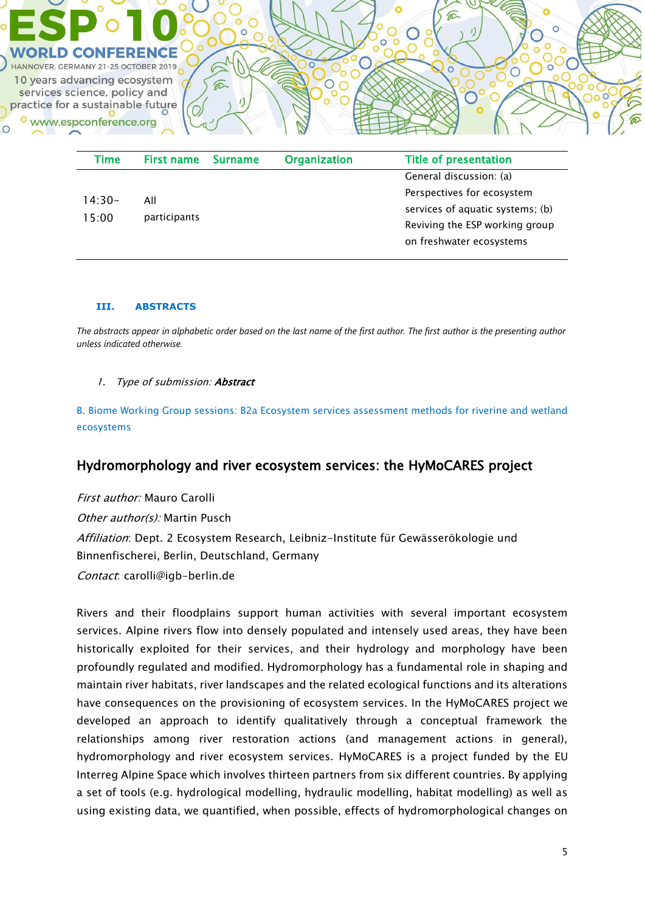| Time | First name | Surname | Organization | Title of presentation |
|---|---|---|---|---|
| 14:30–15:00 | All participants | | | General discussion: (a) Perspectives for ecosystem services of aquatic systems; (b) Reviving the ESP working group on freshwater ecosystems |

### III. ABSTRACTS

*The abstracts appear in alphabetic order based on the last name of the first author. The first author is the presenting author unless indicated otherwise.*

1. *Type of submission:* ***Abstract***

B. Biome Working Group sessions: B2a Ecosystem services assessment methods for riverine and wetland ecosystems

## Hydromorphology and river ecosystem services: the HyMoCARES project

*First author:* Mauro Carolli

*Other author(s):* Martin Pusch

*Affiliation*: Dept. 2 Ecosystem Research, Leibniz-Institute für Gewässerökologie und Binnenfischerei, Berlin, Deutschland, Germany

*Contact*: carolli@igb-berlin.de

Rivers and their floodplains support human activities with several important ecosystem services. Alpine rivers flow into densely populated and intensely used areas, they have been historically exploited for their services, and their hydrology and morphology have been profoundly regulated and modified. Hydromorphology has a fundamental role in shaping and maintain river habitats, river landscapes and the related ecological functions and its alterations have consequences on the provisioning of ecosystem services. In the HyMoCARES project we developed an approach to identify qualitatively through a conceptual framework the relationships among river restoration actions (and management actions in general), hydromorphology and river ecosystem services. HyMoCARES is a project funded by the EU Interreg Alpine Space which involves thirteen partners from six different countries. By applying a set of tools (e.g. hydrological modelling, hydraulic modelling, habitat modelling) as well as using existing data, we quantified, when possible, effects of hydromorphological changes on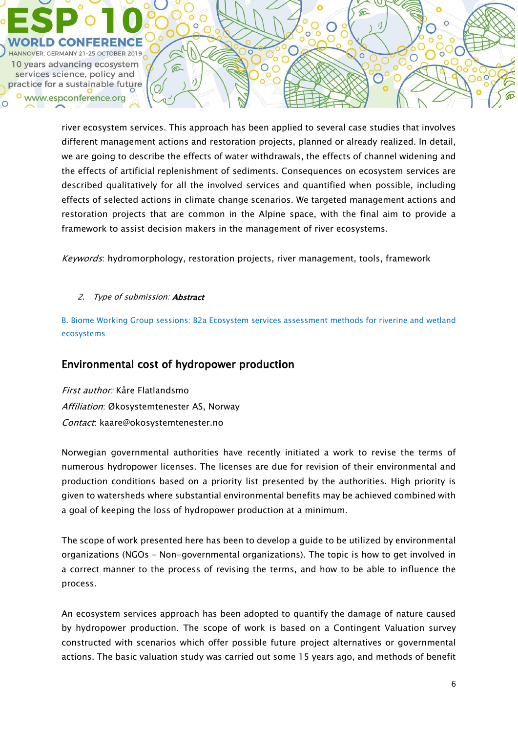river ecosystem services. This approach has been applied to several case studies that involves different management actions and restoration projects, planned or already realized. In detail, we are going to describe the effects of water withdrawals, the effects of channel widening and the effects of artificial replenishment of sediments. Consequences on ecosystem services are described qualitatively for all the involved services and quantified when possible, including effects of selected actions in climate change scenarios. We targeted management actions and restoration projects that are common in the Alpine space, with the final aim to provide a framework to assist decision makers in the management of river ecosystems.

*Keywords*: hydromorphology, restoration projects, river management, tools, framework

2. *Type of submission:* ***Abstract***

B. Biome Working Group sessions: B2a Ecosystem services assessment methods for riverine and wetland ecosystems

## Environmental cost of hydropower production

*First author:* Kåre Flatlandsmo
*Affiliation*: Økosystemtenester AS, Norway
*Contact*: kaare@okosystemtenester.no

Norwegian governmental authorities have recently initiated a work to revise the terms of numerous hydropower licenses. The licenses are due for revision of their environmental and production conditions based on a priority list presented by the authorities. High priority is given to watersheds where substantial environmental benefits may be achieved combined with a goal of keeping the loss of hydropower production at a minimum.

The scope of work presented here has been to develop a guide to be utilized by environmental organizations (NGOs – Non-governmental organizations). The topic is how to get involved in a correct manner to the process of revising the terms, and how to be able to influence the process.

An ecosystem services approach has been adopted to quantify the damage of nature caused by hydropower production. The scope of work is based on a Contingent Valuation survey constructed with scenarios which offer possible future project alternatives or governmental actions. The basic valuation study was carried out some 15 years ago, and methods of benefit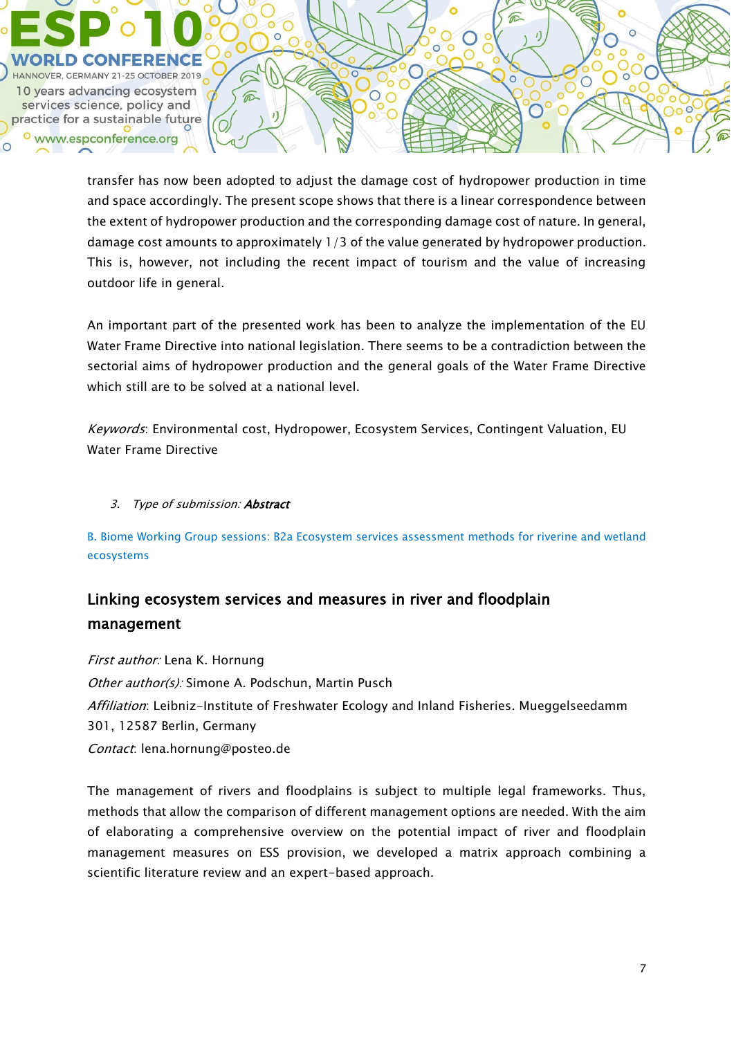transfer has now been adopted to adjust the damage cost of hydropower production in time and space accordingly. The present scope shows that there is a linear correspondence between the extent of hydropower production and the corresponding damage cost of nature. In general, damage cost amounts to approximately 1/3 of the value generated by hydropower production. This is, however, not including the recent impact of tourism and the value of increasing outdoor life in general.

An important part of the presented work has been to analyze the implementation of the EU Water Frame Directive into national legislation. There seems to be a contradiction between the sectorial aims of hydropower production and the general goals of the Water Frame Directive which still are to be solved at a national level.

*Keywords*: Environmental cost, Hydropower, Ecosystem Services, Contingent Valuation, EU Water Frame Directive

3. *Type of submission:* ***Abstract***

B. Biome Working Group sessions: B2a Ecosystem services assessment methods for riverine and wetland ecosystems

## Linking ecosystem services and measures in river and floodplain management

*First author:* Lena K. Hornung

*Other author(s):* Simone A. Podschun, Martin Pusch

*Affiliation*: Leibniz-Institute of Freshwater Ecology and Inland Fisheries. Mueggelseedamm 301, 12587 Berlin, Germany

*Contact*: lena.hornung@posteo.de

The management of rivers and floodplains is subject to multiple legal frameworks. Thus, methods that allow the comparison of different management options are needed. With the aim of elaborating a comprehensive overview on the potential impact of river and floodplain management measures on ESS provision, we developed a matrix approach combining a scientific literature review and an expert-based approach.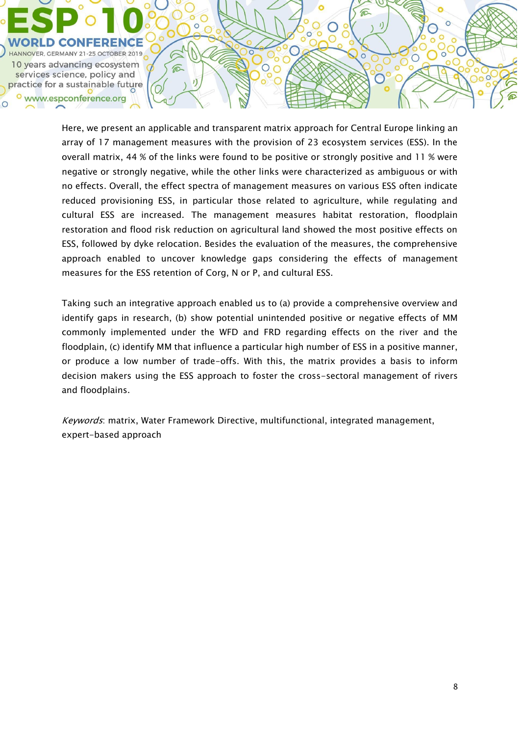Here, we present an applicable and transparent matrix approach for Central Europe linking an array of 17 management measures with the provision of 23 ecosystem services (ESS). In the overall matrix, 44 % of the links were found to be positive or strongly positive and 11 % were negative or strongly negative, while the other links were characterized as ambiguous or with no effects. Overall, the effect spectra of management measures on various ESS often indicate reduced provisioning ESS, in particular those related to agriculture, while regulating and cultural ESS are increased. The management measures habitat restoration, floodplain restoration and flood risk reduction on agricultural land showed the most positive effects on ESS, followed by dyke relocation. Besides the evaluation of the measures, the comprehensive approach enabled to uncover knowledge gaps considering the effects of management measures for the ESS retention of Corg, N or P, and cultural ESS.

Taking such an integrative approach enabled us to (a) provide a comprehensive overview and identify gaps in research, (b) show potential unintended positive or negative effects of MM commonly implemented under the WFD and FRD regarding effects on the river and the floodplain, (c) identify MM that influence a particular high number of ESS in a positive manner, or produce a low number of trade-offs. With this, the matrix provides a basis to inform decision makers using the ESS approach to foster the cross-sectoral management of rivers and floodplains.

*Keywords*: matrix, Water Framework Directive, multifunctional, integrated management, expert-based approach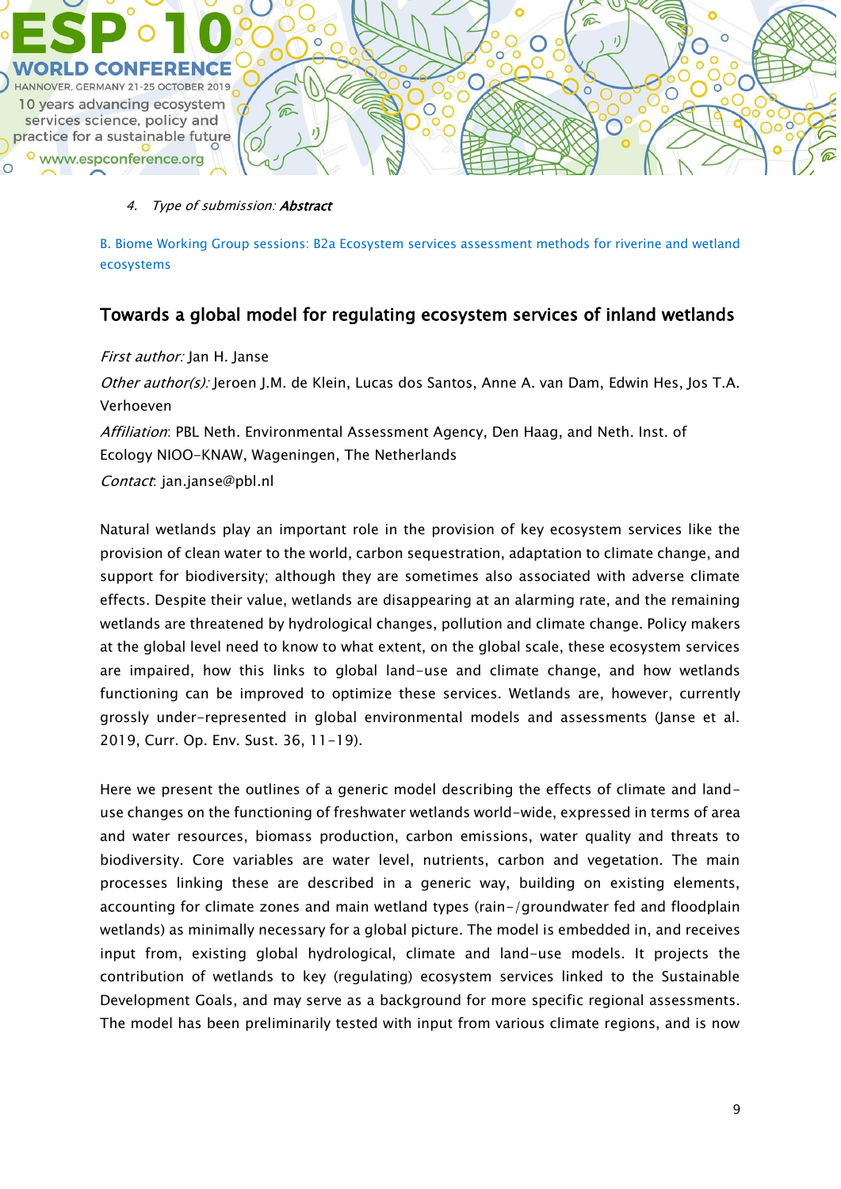4. *Type of submission:* ***Abstract***

B. Biome Working Group sessions: B2a Ecosystem services assessment methods for riverine and wetland ecosystems

## Towards a global model for regulating ecosystem services of inland wetlands

*First author:* Jan H. Janse

*Other author(s):* Jeroen J.M. de Klein, Lucas dos Santos, Anne A. van Dam, Edwin Hes, Jos T.A. Verhoeven

*Affiliation*: PBL Neth. Environmental Assessment Agency, Den Haag, and Neth. Inst. of Ecology NIOO-KNAW, Wageningen, The Netherlands

*Contact*: jan.janse@pbl.nl

Natural wetlands play an important role in the provision of key ecosystem services like the provision of clean water to the world, carbon sequestration, adaptation to climate change, and support for biodiversity; although they are sometimes also associated with adverse climate effects. Despite their value, wetlands are disappearing at an alarming rate, and the remaining wetlands are threatened by hydrological changes, pollution and climate change. Policy makers at the global level need to know to what extent, on the global scale, these ecosystem services are impaired, how this links to global land-use and climate change, and how wetlands functioning can be improved to optimize these services. Wetlands are, however, currently grossly under-represented in global environmental models and assessments (Janse et al. 2019, Curr. Op. Env. Sust. 36, 11-19).

Here we present the outlines of a generic model describing the effects of climate and land-use changes on the functioning of freshwater wetlands world-wide, expressed in terms of area and water resources, biomass production, carbon emissions, water quality and threats to biodiversity. Core variables are water level, nutrients, carbon and vegetation. The main processes linking these are described in a generic way, building on existing elements, accounting for climate zones and main wetland types (rain-/groundwater fed and floodplain wetlands) as minimally necessary for a global picture. The model is embedded in, and receives input from, existing global hydrological, climate and land-use models. It projects the contribution of wetlands to key (regulating) ecosystem services linked to the Sustainable Development Goals, and may serve as a background for more specific regional assessments. The model has been preliminarily tested with input from various climate regions, and is now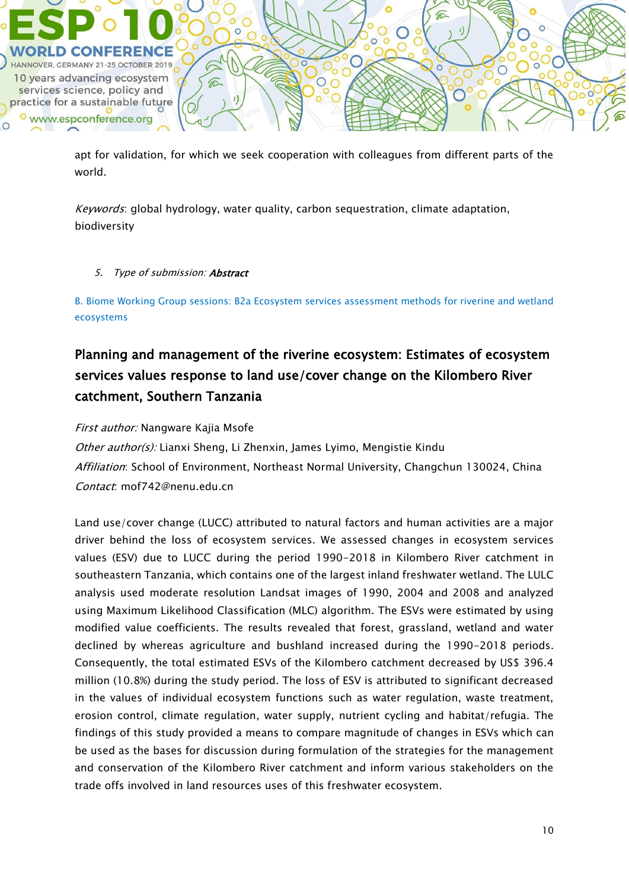apt for validation, for which we seek cooperation with colleagues from different parts of the world.

*Keywords*: global hydrology, water quality, carbon sequestration, climate adaptation, biodiversity

5. *Type of submission:* ***Abstract***

B. Biome Working Group sessions: B2a Ecosystem services assessment methods for riverine and wetland ecosystems

## Planning and management of the riverine ecosystem: Estimates of ecosystem services values response to land use/cover change on the Kilombero River catchment, Southern Tanzania

*First author:* Nangware Kajia Msofe  
*Other author(s):* Lianxi Sheng, Li Zhenxin, James Lyimo, Mengistie Kindu  
*Affiliation*: School of Environment, Northeast Normal University, Changchun 130024, China  
*Contact*: mof742@nenu.edu.cn

Land use/cover change (LUCC) attributed to natural factors and human activities are a major driver behind the loss of ecosystem services. We assessed changes in ecosystem services values (ESV) due to LUCC during the period 1990-2018 in Kilombero River catchment in southeastern Tanzania, which contains one of the largest inland freshwater wetland. The LULC analysis used moderate resolution Landsat images of 1990, 2004 and 2008 and analyzed using Maximum Likelihood Classification (MLC) algorithm. The ESVs were estimated by using modified value coefficients. The results revealed that forest, grassland, wetland and water declined by whereas agriculture and bushland increased during the 1990-2018 periods. Consequently, the total estimated ESVs of the Kilombero catchment decreased by US$ 396.4 million (10.8%) during the study period. The loss of ESV is attributed to significant decreased in the values of individual ecosystem functions such as water regulation, waste treatment, erosion control, climate regulation, water supply, nutrient cycling and habitat/refugia. The findings of this study provided a means to compare magnitude of changes in ESVs which can be used as the bases for discussion during formulation of the strategies for the management and conservation of the Kilombero River catchment and inform various stakeholders on the trade offs involved in land resources uses of this freshwater ecosystem.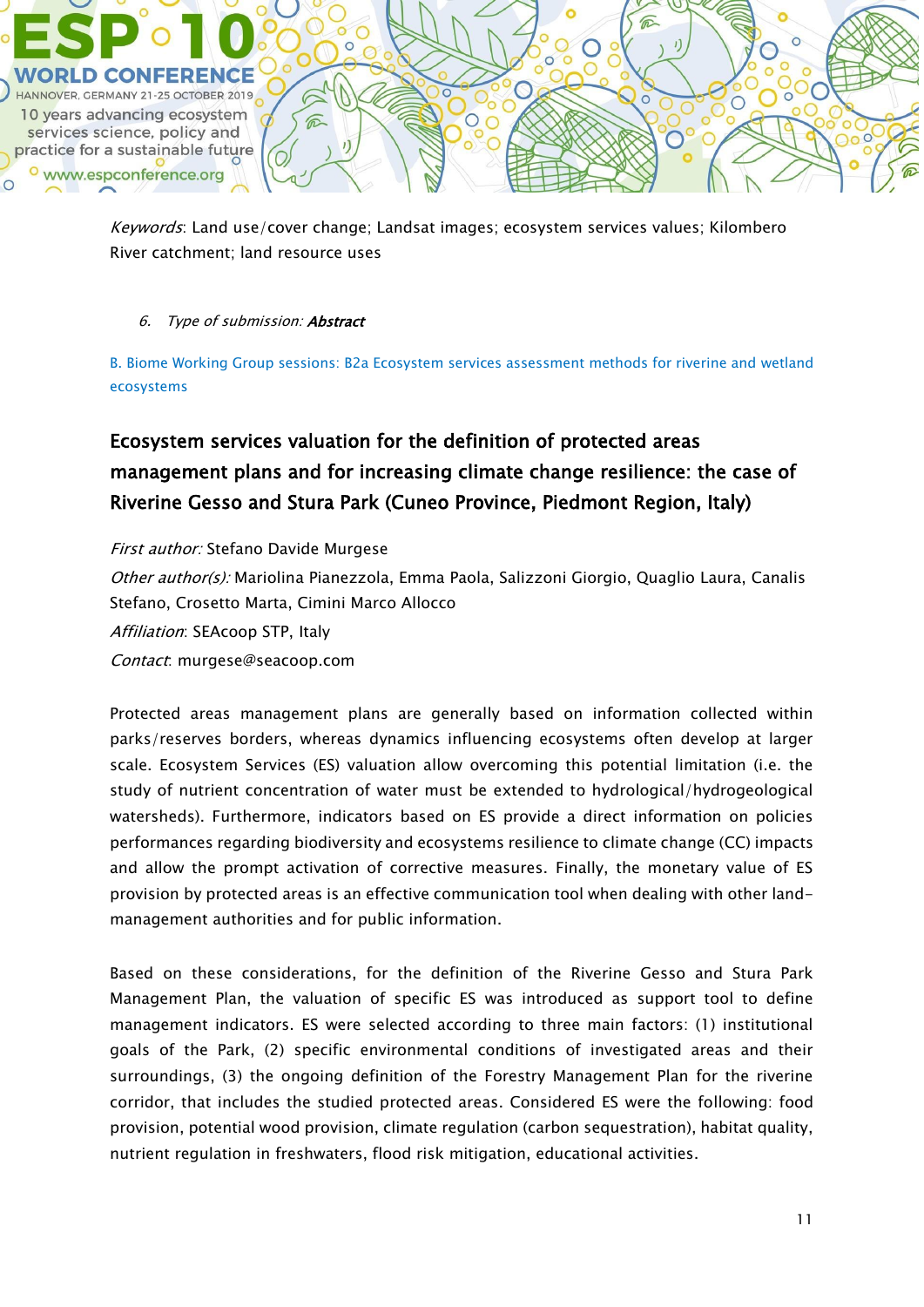*Keywords*: Land use/cover change; Landsat images; ecosystem services values; Kilombero River catchment; land resource uses

6. *Type of submission:* ***Abstract***

B. Biome Working Group sessions: B2a Ecosystem services assessment methods for riverine and wetland ecosystems

## Ecosystem services valuation for the definition of protected areas management plans and for increasing climate change resilience: the case of Riverine Gesso and Stura Park (Cuneo Province, Piedmont Region, Italy)

*First author:* Stefano Davide Murgese

*Other author(s):* Mariolina Pianezzola, Emma Paola, Salizzoni Giorgio, Quaglio Laura, Canalis Stefano, Crosetto Marta, Cimini Marco Allocco

*Affiliation*: SEAcoop STP, Italy

*Contact*: murgese@seacoop.com

Protected areas management plans are generally based on information collected within parks/reserves borders, whereas dynamics influencing ecosystems often develop at larger scale. Ecosystem Services (ES) valuation allow overcoming this potential limitation (i.e. the study of nutrient concentration of water must be extended to hydrological/hydrogeological watersheds). Furthermore, indicators based on ES provide a direct information on policies performances regarding biodiversity and ecosystems resilience to climate change (CC) impacts and allow the prompt activation of corrective measures. Finally, the monetary value of ES provision by protected areas is an effective communication tool when dealing with other land-management authorities and for public information.

Based on these considerations, for the definition of the Riverine Gesso and Stura Park Management Plan, the valuation of specific ES was introduced as support tool to define management indicators. ES were selected according to three main factors: (1) institutional goals of the Park, (2) specific environmental conditions of investigated areas and their surroundings, (3) the ongoing definition of the Forestry Management Plan for the riverine corridor, that includes the studied protected areas. Considered ES were the following: food provision, potential wood provision, climate regulation (carbon sequestration), habitat quality, nutrient regulation in freshwaters, flood risk mitigation, educational activities.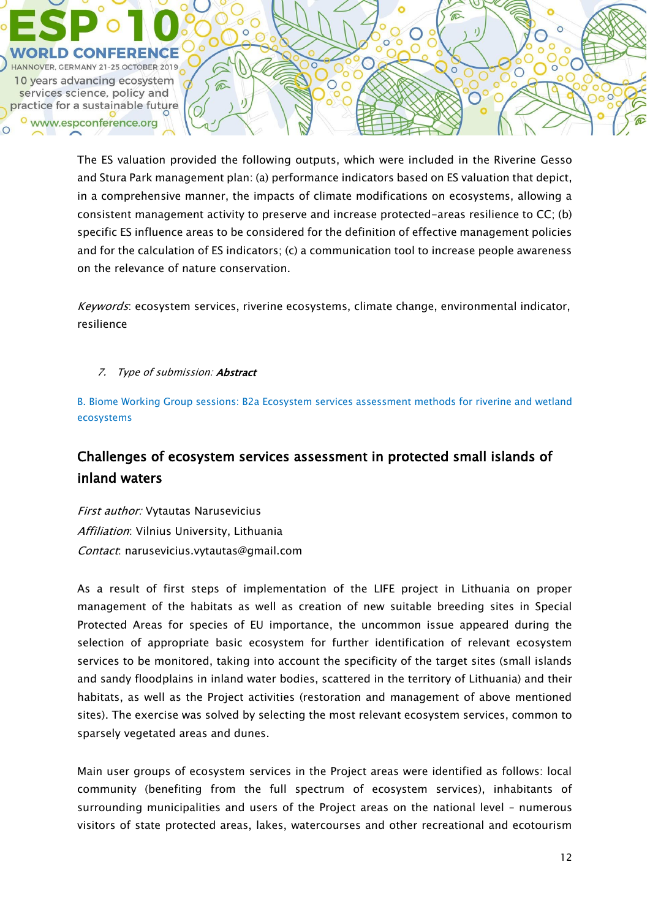The ES valuation provided the following outputs, which were included in the Riverine Gesso and Stura Park management plan: (a) performance indicators based on ES valuation that depict, in a comprehensive manner, the impacts of climate modifications on ecosystems, allowing a consistent management activity to preserve and increase protected-areas resilience to CC; (b) specific ES influence areas to be considered for the definition of effective management policies and for the calculation of ES indicators; (c) a communication tool to increase people awareness on the relevance of nature conservation.

*Keywords*: ecosystem services, riverine ecosystems, climate change, environmental indicator, resilience

7. *Type of submission:* ***Abstract***

B. Biome Working Group sessions: B2a Ecosystem services assessment methods for riverine and wetland ecosystems

## Challenges of ecosystem services assessment in protected small islands of inland waters

*First author:* Vytautas Narusevicius
*Affiliation*: Vilnius University, Lithuania
*Contact*: narusevicius.vytautas@gmail.com

As a result of first steps of implementation of the LIFE project in Lithuania on proper management of the habitats as well as creation of new suitable breeding sites in Special Protected Areas for species of EU importance, the uncommon issue appeared during the selection of appropriate basic ecosystem for further identification of relevant ecosystem services to be monitored, taking into account the specificity of the target sites (small islands and sandy floodplains in inland water bodies, scattered in the territory of Lithuania) and their habitats, as well as the Project activities (restoration and management of above mentioned sites). The exercise was solved by selecting the most relevant ecosystem services, common to sparsely vegetated areas and dunes.

Main user groups of ecosystem services in the Project areas were identified as follows: local community (benefiting from the full spectrum of ecosystem services), inhabitants of surrounding municipalities and users of the Project areas on the national level – numerous visitors of state protected areas, lakes, watercourses and other recreational and ecotourism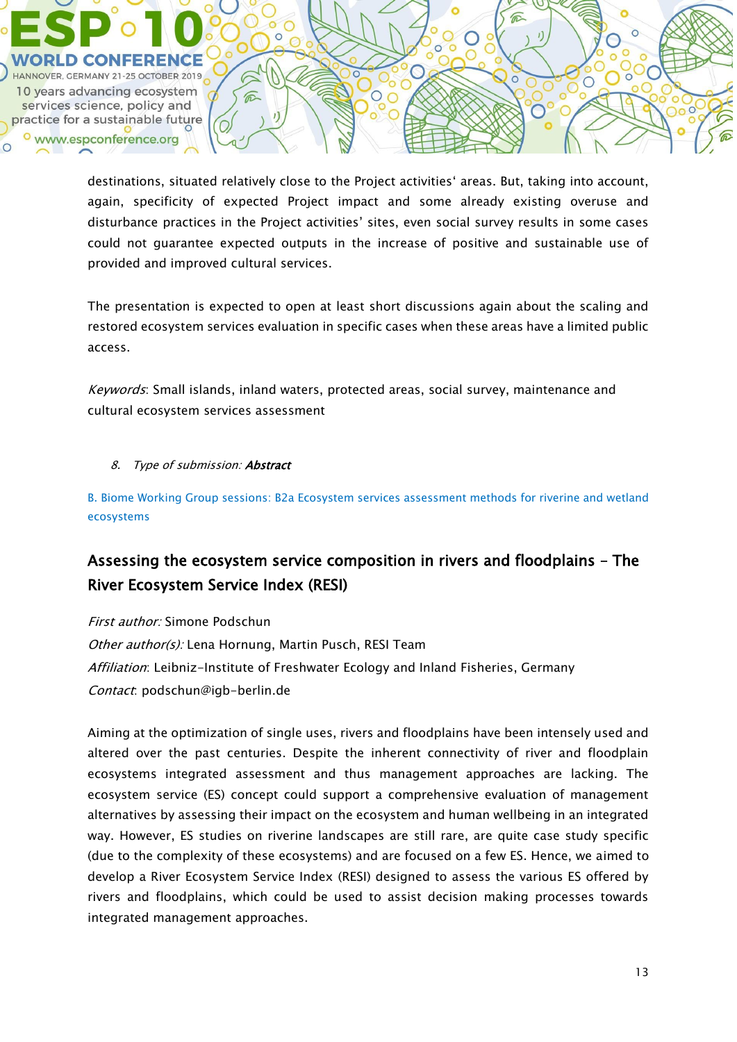destinations, situated relatively close to the Project activities' areas. But, taking into account, again, specificity of expected Project impact and some already existing overuse and disturbance practices in the Project activities' sites, even social survey results in some cases could not guarantee expected outputs in the increase of positive and sustainable use of provided and improved cultural services.

The presentation is expected to open at least short discussions again about the scaling and restored ecosystem services evaluation in specific cases when these areas have a limited public access.

*Keywords*: Small islands, inland waters, protected areas, social survey, maintenance and cultural ecosystem services assessment

8. *Type of submission:* ***Abstract***

B. Biome Working Group sessions: B2a Ecosystem services assessment methods for riverine and wetland ecosystems

## Assessing the ecosystem service composition in rivers and floodplains – The River Ecosystem Service Index (RESI)

*First author:* Simone Podschun
*Other author(s):* Lena Hornung, Martin Pusch, RESI Team
*Affiliation*: Leibniz-Institute of Freshwater Ecology and Inland Fisheries, Germany
*Contact*: podschun@igb-berlin.de

Aiming at the optimization of single uses, rivers and floodplains have been intensely used and altered over the past centuries. Despite the inherent connectivity of river and floodplain ecosystems integrated assessment and thus management approaches are lacking. The ecosystem service (ES) concept could support a comprehensive evaluation of management alternatives by assessing their impact on the ecosystem and human wellbeing in an integrated way. However, ES studies on riverine landscapes are still rare, are quite case study specific (due to the complexity of these ecosystems) and are focused on a few ES. Hence, we aimed to develop a River Ecosystem Service Index (RESI) designed to assess the various ES offered by rivers and floodplains, which could be used to assist decision making processes towards integrated management approaches.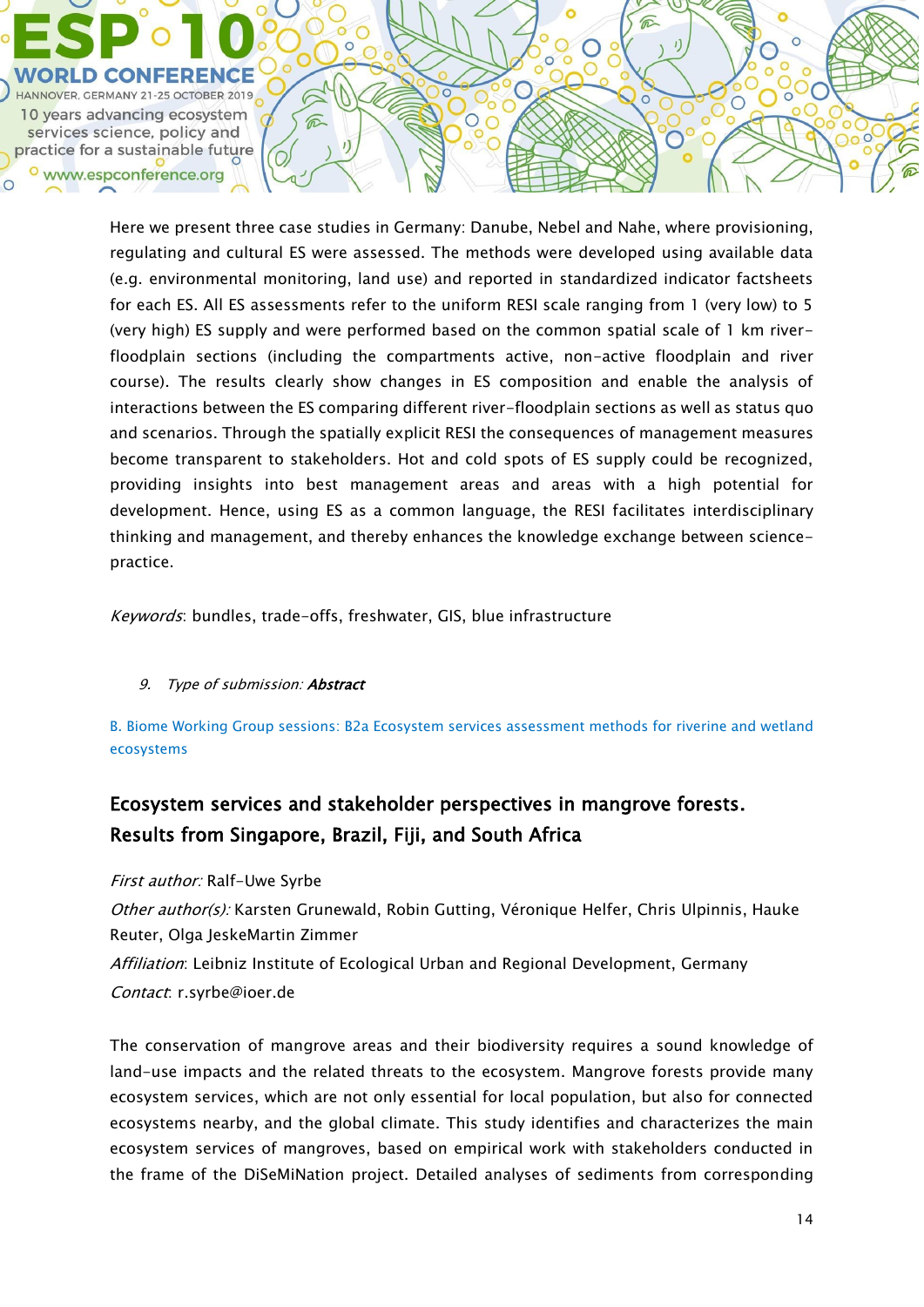Here we present three case studies in Germany: Danube, Nebel and Nahe, where provisioning, regulating and cultural ES were assessed. The methods were developed using available data (e.g. environmental monitoring, land use) and reported in standardized indicator factsheets for each ES. All ES assessments refer to the uniform RESI scale ranging from 1 (very low) to 5 (very high) ES supply and were performed based on the common spatial scale of 1 km river-floodplain sections (including the compartments active, non-active floodplain and river course). The results clearly show changes in ES composition and enable the analysis of interactions between the ES comparing different river-floodplain sections as well as status quo and scenarios. Through the spatially explicit RESI the consequences of management measures become transparent to stakeholders. Hot and cold spots of ES supply could be recognized, providing insights into best management areas and areas with a high potential for development. Hence, using ES as a common language, the RESI facilitates interdisciplinary thinking and management, and thereby enhances the knowledge exchange between science-practice.

*Keywords*: bundles, trade-offs, freshwater, GIS, blue infrastructure

9. *Type of submission:* ***Abstract***

B. Biome Working Group sessions: B2a Ecosystem services assessment methods for riverine and wetland ecosystems

## Ecosystem services and stakeholder perspectives in mangrove forests. Results from Singapore, Brazil, Fiji, and South Africa

*First author:* Ralf-Uwe Syrbe

*Other author(s):* Karsten Grunewald, Robin Gutting, Véronique Helfer, Chris Ulpinnis, Hauke Reuter, Olga JeskeMartin Zimmer

*Affiliation*: Leibniz Institute of Ecological Urban and Regional Development, Germany

*Contact*: r.syrbe@ioer.de

The conservation of mangrove areas and their biodiversity requires a sound knowledge of land-use impacts and the related threats to the ecosystem. Mangrove forests provide many ecosystem services, which are not only essential for local population, but also for connected ecosystems nearby, and the global climate. This study identifies and characterizes the main ecosystem services of mangroves, based on empirical work with stakeholders conducted in the frame of the DiSeMiNation project. Detailed analyses of sediments from corresponding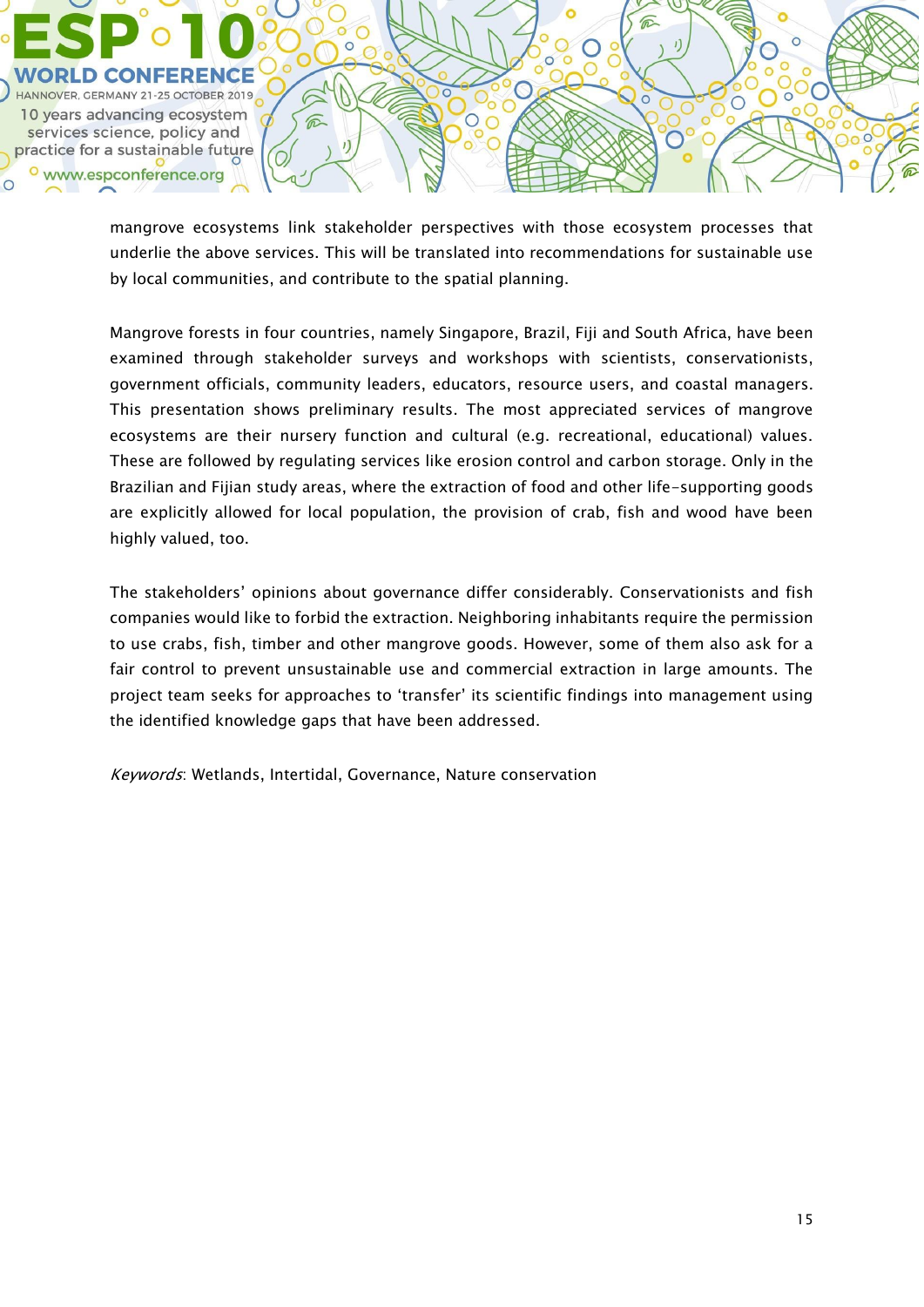mangrove ecosystems link stakeholder perspectives with those ecosystem processes that underlie the above services. This will be translated into recommendations for sustainable use by local communities, and contribute to the spatial planning.

Mangrove forests in four countries, namely Singapore, Brazil, Fiji and South Africa, have been examined through stakeholder surveys and workshops with scientists, conservationists, government officials, community leaders, educators, resource users, and coastal managers. This presentation shows preliminary results. The most appreciated services of mangrove ecosystems are their nursery function and cultural (e.g. recreational, educational) values. These are followed by regulating services like erosion control and carbon storage. Only in the Brazilian and Fijian study areas, where the extraction of food and other life-supporting goods are explicitly allowed for local population, the provision of crab, fish and wood have been highly valued, too.

The stakeholders' opinions about governance differ considerably. Conservationists and fish companies would like to forbid the extraction. Neighboring inhabitants require the permission to use crabs, fish, timber and other mangrove goods. However, some of them also ask for a fair control to prevent unsustainable use and commercial extraction in large amounts. The project team seeks for approaches to 'transfer' its scientific findings into management using the identified knowledge gaps that have been addressed.

*Keywords*: Wetlands, Intertidal, Governance, Nature conservation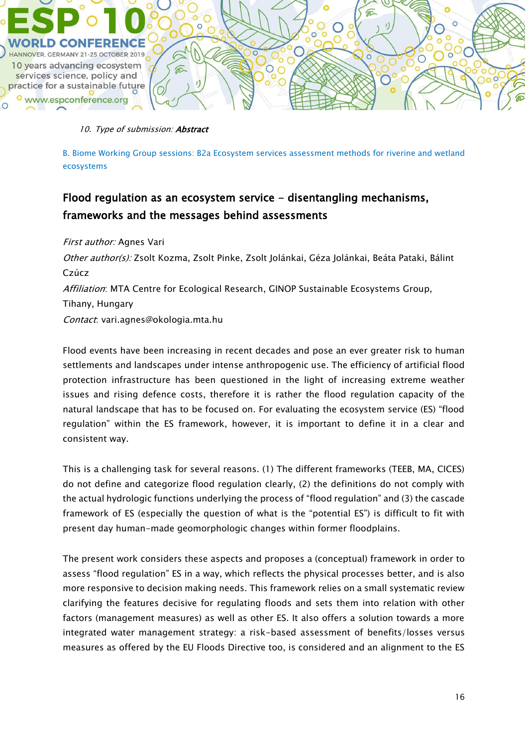*10. Type of submission:* ***Abstract***

B. Biome Working Group sessions: B2a Ecosystem services assessment methods for riverine and wetland ecosystems

## Flood regulation as an ecosystem service – disentangling mechanisms, frameworks and the messages behind assessments

*First author:* Agnes Vari

*Other author(s):* Zsolt Kozma, Zsolt Pinke, Zsolt Jolánkai, Géza Jolánkai, Beáta Pataki, Bálint Czúcz

*Affiliation*: MTA Centre for Ecological Research, GINOP Sustainable Ecosystems Group, Tihany, Hungary

*Contact*: vari.agnes@okologia.mta.hu

Flood events have been increasing in recent decades and pose an ever greater risk to human settlements and landscapes under intense anthropogenic use. The efficiency of artificial flood protection infrastructure has been questioned in the light of increasing extreme weather issues and rising defence costs, therefore it is rather the flood regulation capacity of the natural landscape that has to be focused on. For evaluating the ecosystem service (ES) “flood regulation” within the ES framework, however, it is important to define it in a clear and consistent way.

This is a challenging task for several reasons. (1) The different frameworks (TEEB, MA, CICES) do not define and categorize flood regulation clearly, (2) the definitions do not comply with the actual hydrologic functions underlying the process of “flood regulation” and (3) the cascade framework of ES (especially the question of what is the “potential ES”) is difficult to fit with present day human-made geomorphologic changes within former floodplains.

The present work considers these aspects and proposes a (conceptual) framework in order to assess “flood regulation” ES in a way, which reflects the physical processes better, and is also more responsive to decision making needs. This framework relies on a small systematic review clarifying the features decisive for regulating floods and sets them into relation with other factors (management measures) as well as other ES. It also offers a solution towards a more integrated water management strategy: a risk-based assessment of benefits/losses versus measures as offered by the EU Floods Directive too, is considered and an alignment to the ES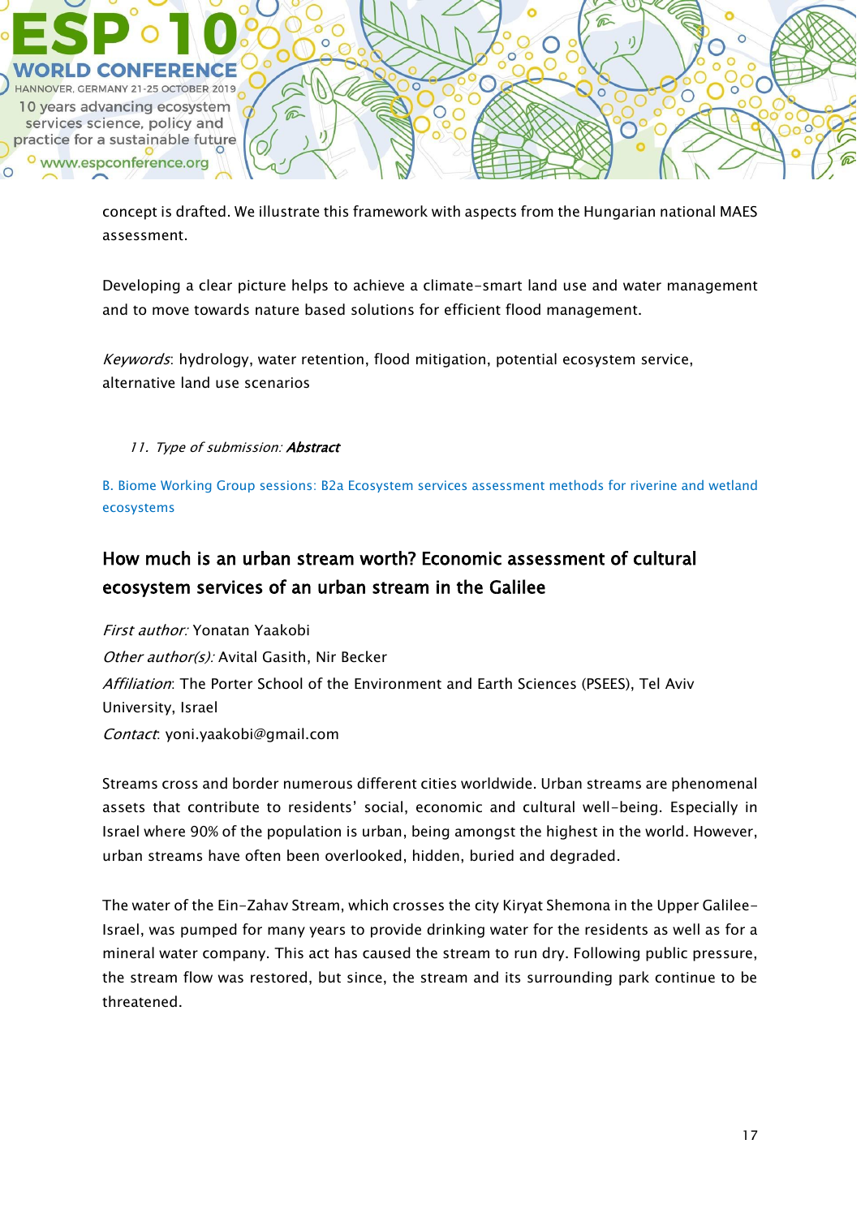concept is drafted. We illustrate this framework with aspects from the Hungarian national MAES assessment.

Developing a clear picture helps to achieve a climate-smart land use and water management and to move towards nature based solutions for efficient flood management.

*Keywords*: hydrology, water retention, flood mitigation, potential ecosystem service, alternative land use scenarios

11. *Type of submission:* ***Abstract***

B. Biome Working Group sessions: B2a Ecosystem services assessment methods for riverine and wetland ecosystems

## How much is an urban stream worth? Economic assessment of cultural ecosystem services of an urban stream in the Galilee

*First author:* Yonatan Yaakobi
*Other author(s):* Avital Gasith, Nir Becker
*Affiliation*: The Porter School of the Environment and Earth Sciences (PSEES), Tel Aviv University, Israel
*Contact*: yoni.yaakobi@gmail.com

Streams cross and border numerous different cities worldwide. Urban streams are phenomenal assets that contribute to residents' social, economic and cultural well-being. Especially in Israel where 90% of the population is urban, being amongst the highest in the world. However, urban streams have often been overlooked, hidden, buried and degraded.

The water of the Ein-Zahav Stream, which crosses the city Kiryat Shemona in the Upper Galilee-Israel, was pumped for many years to provide drinking water for the residents as well as for a mineral water company. This act has caused the stream to run dry. Following public pressure, the stream flow was restored, but since, the stream and its surrounding park continue to be threatened.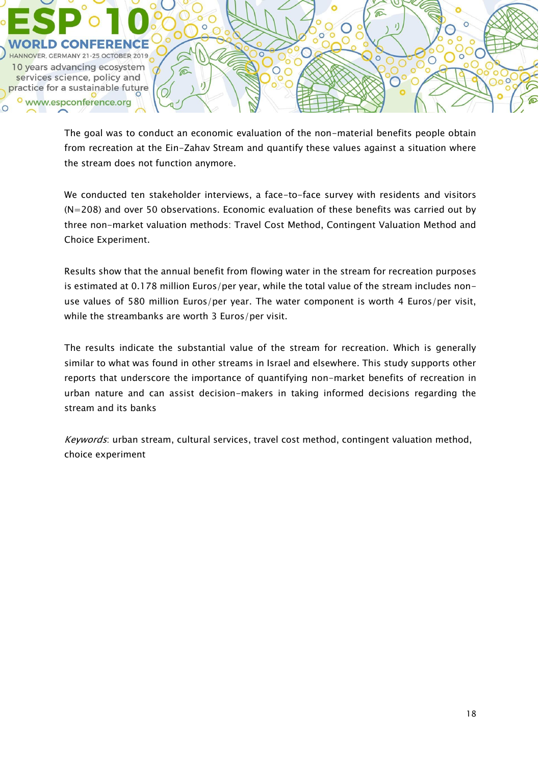The goal was to conduct an economic evaluation of the non-material benefits people obtain from recreation at the Ein-Zahav Stream and quantify these values against a situation where the stream does not function anymore.

We conducted ten stakeholder interviews, a face-to-face survey with residents and visitors (N=208) and over 50 observations. Economic evaluation of these benefits was carried out by three non-market valuation methods: Travel Cost Method, Contingent Valuation Method and Choice Experiment.

Results show that the annual benefit from flowing water in the stream for recreation purposes is estimated at 0.178 million Euros/per year, while the total value of the stream includes non-use values of 580 million Euros/per year. The water component is worth 4 Euros/per visit, while the streambanks are worth 3 Euros/per visit.

The results indicate the substantial value of the stream for recreation. Which is generally similar to what was found in other streams in Israel and elsewhere. This study supports other reports that underscore the importance of quantifying non-market benefits of recreation in urban nature and can assist decision-makers in taking informed decisions regarding the stream and its banks

*Keywords*: urban stream, cultural services, travel cost method, contingent valuation method, choice experiment